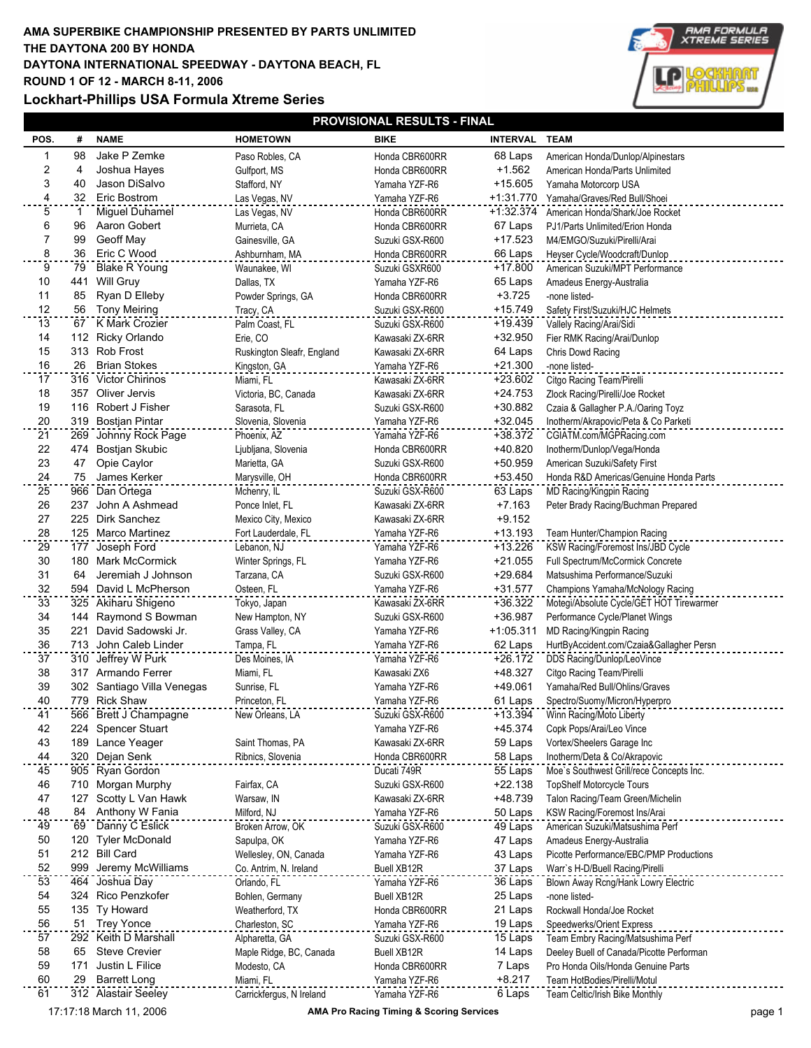**AMA SUPERBIKE CHAMPIONSHIP PRESENTED BY PARTS UNLIMITED**
**THE DAYTONA 200 BY HONDA**
**DAYTONA INTERNATIONAL SPEEDWAY - DAYTONA BEACH, FL**
**ROUND 1 OF 12 - MARCH 8-11, 2006**

## Lockhart-Phillips USA Formula Xtreme Series

### PROVISIONAL RESULTS - FINAL

| POS. | # | NAME | HOMETOWN | BIKE | INTERVAL | TEAM |
|---|---|---|---|---|---|---|
| 1 | 98 | Jake P Zemke | Paso Robles, CA | Honda CBR600RR | 68 Laps | American Honda/Dunlop/Alpinestars |
| 2 | 4 | Joshua Hayes | Gulfport, MS | Honda CBR600RR | +1.562 | American Honda/Parts Unlimited |
| 3 | 40 | Jason DiSalvo | Stafford, NY | Yamaha YZF-R6 | +15.605 | Yamaha Motorcorp USA |
| 4 | 32 | Eric Bostrom | Las Vegas, NV | Yamaha YZF-R6 | +1:31.770 | Yamaha/Graves/Red Bull/Shoei |
| 5 | 1 | Miguel Duhamel | Las Vegas, NV | Honda CBR600RR | +1:32.374 | American Honda/Shark/Joe Rocket |
| 6 | 96 | Aaron Gobert | Murrieta, CA | Honda CBR600RR | 67 Laps | PJ1/Parts Unlimited/Erion Honda |
| 7 | 99 | Geoff May | Gainesville, GA | Suzuki GSX-R600 | +17.523 | M4/EMGO/Suzuki/Pirelli/Arai |
| 8 | 36 | Eric C Wood | Ashburnham, MA | Honda CBR600RR | 66 Laps | Heyser Cycle/Woodcraft/Dunlop |
| 9 | 79 | Blake R Young | Waunakee, WI | Suzuki GSXR600 | +17.800 | American Suzuki/MPT Performance |
| 10 | 441 | Will Gruy | Dallas, TX | Yamaha YZF-R6 | 65 Laps | Amadeus Energy-Australia |
| 11 | 85 | Ryan D Elleby | Powder Springs, GA | Honda CBR600RR | +3.725 | -none listed- |
| 12 | 56 | Tony Meiring | Tracy, CA | Suzuki GSX-R600 | +15.749 | Safety First/Suzuki/HJC Helmets |
| 13 | 67 | K Mark Crozier | Palm Coast, FL | Suzuki GSX-R600 | +19.439 | Vallely Racing/Arai/Sidi |
| 14 | 112 | Ricky Orlando | Erie, CO | Kawasaki ZX-6RR | +32.950 | Fier RMK Racing/Arai/Dunlop |
| 15 | 313 | Rob Frost | Ruskington Sleafr, England | Kawasaki ZX-6RR | 64 Laps | Chris Dowd Racing |
| 16 | 26 | Brian Stokes | Kingston, GA | Yamaha YZF-R6 | +21.300 | -none listed- |
| 17 | 316 | Victor Chirinos | Miami, FL | Kawasaki ZX-6RR | +23.602 | Citgo Racing Team/Pirelli |
| 18 | 357 | Oliver Jervis | Victoria, BC, Canada | Kawasaki ZX-6RR | +24.753 | Zlock Racing/Pirelli/Joe Rocket |
| 19 | 116 | Robert J Fisher | Sarasota, FL | Suzuki GSX-R600 | +30.882 | Czaia & Gallagher P.A./Oaring Toyz |
| 20 | 319 | Bostjan Pintar | Slovenia, Slovenia | Yamaha YZF-R6 | +32.045 | Inotherm/Akrapovic/Peta & Co Parketi |
| 21 | 269 | Johnny Rock Page | Phoenix, AZ | Yamaha YZF-R6 | +38.372 | CGIATM.com/MGPRacing.com |
| 22 | 474 | Bostjan Skubic | Ljubljana, Slovenia | Honda CBR600RR | +40.820 | Inotherm/Dunlop/Vega/Honda |
| 23 | 47 | Opie Caylor | Marietta, GA | Suzuki GSX-R600 | +50.959 | American Suzuki/Safety First |
| 24 | 75 | James Kerker | Marysville, OH | Honda CBR600RR | +53.450 | Honda R&D Americas/Genuine Honda Parts |
| 25 | 966 | Dan Ortega | Mchenry, IL | Suzuki GSX-R600 | 63 Laps | MD Racing/Kingpin Racing |
| 26 | 237 | John A Ashmead | Ponce Inlet, FL | Kawasaki ZX-6RR | +7.163 | Peter Brady Racing/Buchman Prepared |
| 27 | 225 | Dirk Sanchez | Mexico City, Mexico | Kawasaki ZX-6RR | +9.152 | |
| 28 | 125 | Marco Martinez | Fort Lauderdale, FL | Yamaha YZF-R6 | +13.193 | Team Hunter/Champion Racing |
| 29 | 177 | Joseph Ford | Lebanon, NJ | Yamaha YZF-R6 | +13.226 | KSW Racing/Foremost Ins/JBD Cycle |
| 30 | 180 | Mark McCormick | Winter Springs, FL | Yamaha YZF-R6 | +21.055 | Full Spectrum/McCormick Concrete |
| 31 | 64 | Jeremiah J Johnson | Tarzana, CA | Suzuki GSX-R600 | +29.684 | Matsushima Performance/Suzuki |
| 32 | 594 | David L McPherson | Osteen, FL | Yamaha YZF-R6 | +31.577 | Champions Yamaha/McNology Racing |
| 33 | 325 | Akiharu Shigeno | Tokyo, Japan | Kawasaki ZX-6RR | +36.322 | Motegi/Absolute Cycle/GET HOT Tirewarmer |
| 34 | 144 | Raymond S Bowman | New Hampton, NY | Suzuki GSX-R600 | +36.987 | Performance Cycle/Planet Wings |
| 35 | 221 | David Sadowski Jr. | Grass Valley, CA | Yamaha YZF-R6 | +1:05.311 | MD Racing/Kingpin Racing |
| 36 | 713 | John Caleb Linder | Tampa, FL | Yamaha YZF-R6 | 62 Laps | HurtByAccident.com/Czaia&Gallagher Persn |
| 37 | 310 | Jeffrey W Purk | Des Moines, IA | Yamaha YZF-R6 | +26.172 | DDS Racing/Dunlop/LeoVince |
| 38 | 317 | Armando Ferrer | Miami, FL | Kawasaki ZX6 | +48.327 | Citgo Racing Team/Pirelli |
| 39 | 302 | Santiago Villa Venegas | Sunrise, FL | Yamaha YZF-R6 | +49.061 | Yamaha/Red Bull/Ohlins/Graves |
| 40 | 779 | Rick Shaw | Princeton, FL | Yamaha YZF-R6 | 61 Laps | Spectro/Suomy/Micron/Hyperpro |
| 41 | 566 | Brett J Champagne | New Orleans, LA | Suzuki GSX-R600 | +13.394 | Winn Racing/Moto Liberty |
| 42 | 224 | Spencer Stuart | | Yamaha YZF-R6 | +45.374 | Copk Pops/Arai/Leo Vince |
| 43 | 189 | Lance Yeager | Saint Thomas, PA | Kawasaki ZX-6RR | 59 Laps | Vortex/Sheelers Garage Inc |
| 44 | 320 | Dejan Senk | Ribnics, Slovenia | Honda CBR600RR | 58 Laps | Inotherm/Deta & Co/Akrapovic |
| 45 | 905 | Ryan Gordon | | Ducati 749R | 55 Laps | Moe`s Southwest Grill/rece Concepts Inc. |
| 46 | 710 | Morgan Murphy | Fairfax, CA | Suzuki GSX-R600 | +22.138 | TopShelf Motorcycle Tours |
| 47 | 127 | Scotty L Van Hawk | Warsaw, IN | Kawasaki ZX-6RR | +48.739 | Talon Racing/Team Green/Michelin |
| 48 | 84 | Anthony W Fania | Milford, NJ | Yamaha YZF-R6 | 50 Laps | KSW Racing/Foremost Ins/Arai |
| 49 | 69 | Danny C Eslick | Broken Arrow, OK | Suzuki GSX-R600 | 49 Laps | American Suzuki/Matsushima Perf |
| 50 | 120 | Tyler McDonald | Sapulpa, OK | Yamaha YZF-R6 | 47 Laps | Amadeus Energy-Australia |
| 51 | 212 | Bill Card | Wellesley, ON, Canada | Yamaha YZF-R6 | 43 Laps | Picotte Performance/EBC/PMP Productions |
| 52 | 999 | Jeremy McWilliams | Co. Antrim, N. Ireland | Buell XB12R | 37 Laps | Warr`s H-D/Buell Racing/Pirelli |
| 53 | 464 | Joshua Day | Orlando, FL | Yamaha YZF-R6 | 36 Laps | Blown Away Rcng/Hank Lowry Electric |
| 54 | 324 | Rico Penzkofer | Bohlen, Germany | Buell XB12R | 25 Laps | -none listed- |
| 55 | 135 | Ty Howard | Weatherford, TX | Honda CBR600RR | 21 Laps | Rockwall Honda/Joe Rocket |
| 56 | 51 | Trey Yonce | Charleston, SC | Yamaha YZF-R6 | 19 Laps | Speedwerks/Orient Express |
| 57 | 292 | Keith D Marshall | Alpharetta, GA | Suzuki GSX-R600 | 15 Laps | Team Embry Racing/Matsushima Perf |
| 58 | 65 | Steve Crevier | Maple Ridge, BC, Canada | Buell XB12R | 14 Laps | Deeley Buell of Canada/Picotte Performan |
| 59 | 171 | Justin L Filice | Modesto, CA | Honda CBR600RR | 7 Laps | Pro Honda Oils/Honda Genuine Parts |
| 60 | 29 | Barrett Long | Miami, FL | Yamaha YZF-R6 | +8.217 | Team HotBodies/Pirelli/Motul |
| 61 | 312 | Alastair Seeley | Carrickfergus, N Ireland | Yamaha YZF-R6 | 6 Laps | Team Celtic/Irish Bike Monthly |

17:17:18 March 11, 2006 — AMA Pro Racing Timing & Scoring Services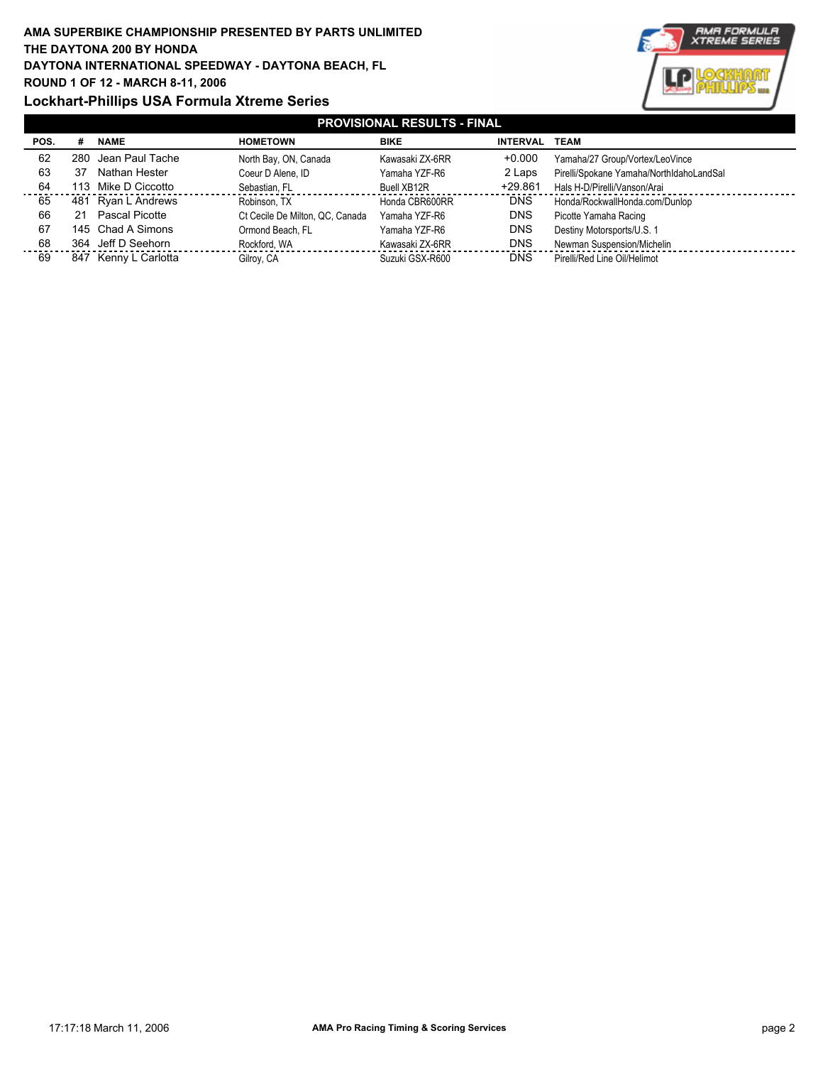**AMA SUPERBIKE CHAMPIONSHIP PRESENTED BY PARTS UNLIMITED**
**THE DAYTONA 200 BY HONDA**
**DAYTONA INTERNATIONAL SPEEDWAY - DAYTONA BEACH, FL**
**ROUND 1 OF 12 - MARCH 8-11, 2006**

## Lockhart-Phillips USA Formula Xtreme Series

### PROVISIONAL RESULTS - FINAL

| POS. | # | NAME | HOMETOWN | BIKE | INTERVAL | TEAM |
|---|---|---|---|---|---|---|
| 62 | 280 | Jean Paul Tache | North Bay, ON, Canada | Kawasaki ZX-6RR | +0.000 | Yamaha/27 Group/Vortex/LeoVince |
| 63 | 37 | Nathan Hester | Coeur D Alene, ID | Yamaha YZF-R6 | 2 Laps | Pirelli/Spokane Yamaha/NorthIdahoLandSal |
| 64 | 113 | Mike D Ciccotto | Sebastian, FL | Buell XB12R | +29.861 | Hals H-D/Pirelli/Vanson/Arai |
| 65 | 481 | Ryan L Andrews | Robinson, TX | Honda CBR600RR | DNS | Honda/RockwallHonda.com/Dunlop |
| 66 | 21 | Pascal Picotte | Ct Cecile De Milton, QC, Canada | Yamaha YZF-R6 | DNS | Picotte Yamaha Racing |
| 67 | 145 | Chad A Simons | Ormond Beach, FL | Yamaha YZF-R6 | DNS | Destiny Motorsports/U.S. 1 |
| 68 | 364 | Jeff D Seehorn | Rockford, WA | Kawasaki ZX-6RR | DNS | Newman Suspension/Michelin |
| 69 | 847 | Kenny L Carlotta | Gilroy, CA | Suzuki GSX-R600 | DNS | Pirelli/Red Line Oil/Helimot |

17:17:18 March 11, 2006 — AMA Pro Racing Timing & Scoring Services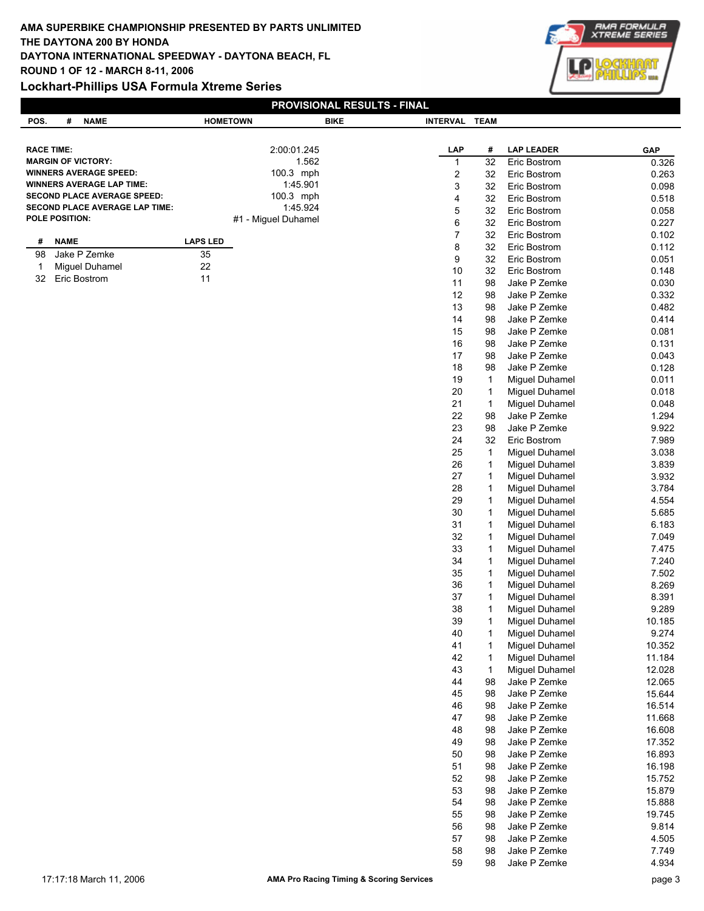# AMA SUPERBIKE CHAMPIONSHIP PRESENTED BY PARTS UNLIMITED
## THE DAYTONA 200 BY HONDA
## DAYTONA INTERNATIONAL SPEEDWAY - DAYTONA BEACH, FL
## ROUND 1 OF 12 - MARCH 8-11, 2006
## Lockhart-Phillips USA Formula Xtreme Series

### PROVISIONAL RESULTS - FINAL

| POS. | # | NAME | HOMETOWN | BIKE | INTERVAL | TEAM |
|---|---|---|---|---|---|---|

| | |
|---|---|
| **RACE TIME:** | 2:00:01.245 |
| **MARGIN OF VICTORY:** | 1.562 |
| **WINNERS AVERAGE SPEED:** | 100.3 mph |
| **WINNERS AVERAGE LAP TIME:** | 1:45.901 |
| **SECOND PLACE AVERAGE SPEED:** | 100.3 mph |
| **SECOND PLACE AVERAGE LAP TIME:** | 1:45.924 |
| **POLE POSITION:** | #1 - Miguel Duhamel |

| # | NAME | LAPS LED |
|---|---|---|
| 98 | Jake P Zemke | 35 |
| 1 | Miguel Duhamel | 22 |
| 32 | Eric Bostrom | 11 |

| LAP | # | LAP LEADER | GAP |
|---|---|---|---|
| 1 | 32 | Eric Bostrom | 0.326 |
| 2 | 32 | Eric Bostrom | 0.263 |
| 3 | 32 | Eric Bostrom | 0.098 |
| 4 | 32 | Eric Bostrom | 0.518 |
| 5 | 32 | Eric Bostrom | 0.058 |
| 6 | 32 | Eric Bostrom | 0.227 |
| 7 | 32 | Eric Bostrom | 0.102 |
| 8 | 32 | Eric Bostrom | 0.112 |
| 9 | 32 | Eric Bostrom | 0.051 |
| 10 | 32 | Eric Bostrom | 0.148 |
| 11 | 98 | Jake P Zemke | 0.030 |
| 12 | 98 | Jake P Zemke | 0.332 |
| 13 | 98 | Jake P Zemke | 0.482 |
| 14 | 98 | Jake P Zemke | 0.414 |
| 15 | 98 | Jake P Zemke | 0.081 |
| 16 | 98 | Jake P Zemke | 0.131 |
| 17 | 98 | Jake P Zemke | 0.043 |
| 18 | 98 | Jake P Zemke | 0.128 |
| 19 | 1 | Miguel Duhamel | 0.011 |
| 20 | 1 | Miguel Duhamel | 0.018 |
| 21 | 1 | Miguel Duhamel | 0.048 |
| 22 | 98 | Jake P Zemke | 1.294 |
| 23 | 98 | Jake P Zemke | 9.922 |
| 24 | 32 | Eric Bostrom | 7.989 |
| 25 | 1 | Miguel Duhamel | 3.038 |
| 26 | 1 | Miguel Duhamel | 3.839 |
| 27 | 1 | Miguel Duhamel | 3.932 |
| 28 | 1 | Miguel Duhamel | 3.784 |
| 29 | 1 | Miguel Duhamel | 4.554 |
| 30 | 1 | Miguel Duhamel | 5.685 |
| 31 | 1 | Miguel Duhamel | 6.183 |
| 32 | 1 | Miguel Duhamel | 7.049 |
| 33 | 1 | Miguel Duhamel | 7.475 |
| 34 | 1 | Miguel Duhamel | 7.240 |
| 35 | 1 | Miguel Duhamel | 7.502 |
| 36 | 1 | Miguel Duhamel | 8.269 |
| 37 | 1 | Miguel Duhamel | 8.391 |
| 38 | 1 | Miguel Duhamel | 9.289 |
| 39 | 1 | Miguel Duhamel | 10.185 |
| 40 | 1 | Miguel Duhamel | 9.274 |
| 41 | 1 | Miguel Duhamel | 10.352 |
| 42 | 1 | Miguel Duhamel | 11.184 |
| 43 | 1 | Miguel Duhamel | 12.028 |
| 44 | 98 | Jake P Zemke | 12.065 |
| 45 | 98 | Jake P Zemke | 15.644 |
| 46 | 98 | Jake P Zemke | 16.514 |
| 47 | 98 | Jake P Zemke | 11.668 |
| 48 | 98 | Jake P Zemke | 16.608 |
| 49 | 98 | Jake P Zemke | 17.352 |
| 50 | 98 | Jake P Zemke | 16.893 |
| 51 | 98 | Jake P Zemke | 16.198 |
| 52 | 98 | Jake P Zemke | 15.752 |
| 53 | 98 | Jake P Zemke | 15.879 |
| 54 | 98 | Jake P Zemke | 15.888 |
| 55 | 98 | Jake P Zemke | 19.745 |
| 56 | 98 | Jake P Zemke | 9.814 |
| 57 | 98 | Jake P Zemke | 4.505 |
| 58 | 98 | Jake P Zemke | 7.749 |
| 59 | 98 | Jake P Zemke | 4.934 |

17:17:18 March 11, 2006 — AMA Pro Racing Timing & Scoring Services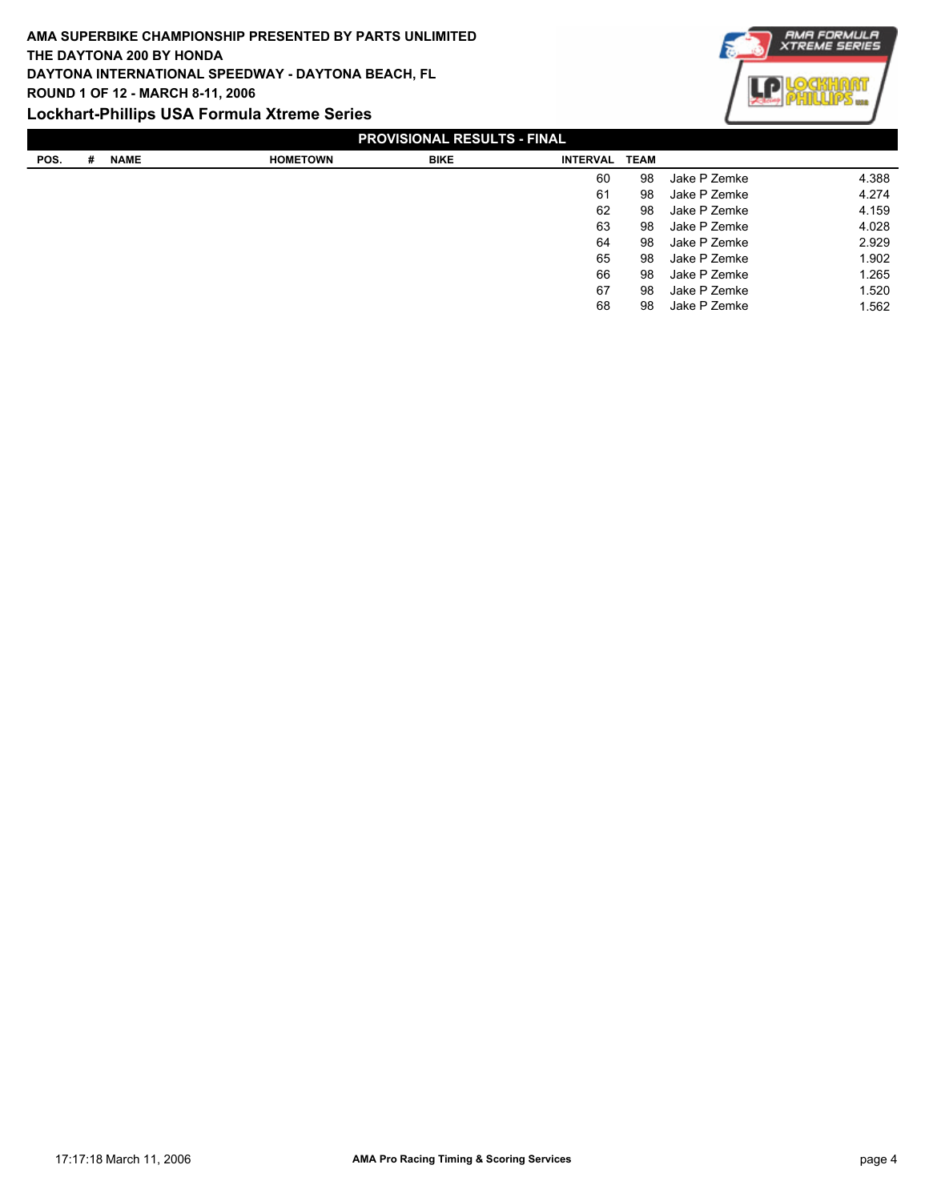**AMA SUPERBIKE CHAMPIONSHIP PRESENTED BY PARTS UNLIMITED**
**THE DAYTONA 200 BY HONDA**
**DAYTONA INTERNATIONAL SPEEDWAY - DAYTONA BEACH, FL**
**ROUND 1 OF 12 - MARCH 8-11, 2006**

## Lockhart-Phillips USA Formula Xtreme Series

### PROVISIONAL RESULTS - FINAL

| POS. | # | NAME | HOMETOWN | BIKE | INTERVAL | TEAM | | |
|---|---|---|---|---|---|---|---|---|
| | | | | | 60 | 98 | Jake P Zemke | 4.388 |
| | | | | | 61 | 98 | Jake P Zemke | 4.274 |
| | | | | | 62 | 98 | Jake P Zemke | 4.159 |
| | | | | | 63 | 98 | Jake P Zemke | 4.028 |
| | | | | | 64 | 98 | Jake P Zemke | 2.929 |
| | | | | | 65 | 98 | Jake P Zemke | 1.902 |
| | | | | | 66 | 98 | Jake P Zemke | 1.265 |
| | | | | | 67 | 98 | Jake P Zemke | 1.520 |
| | | | | | 68 | 98 | Jake P Zemke | 1.562 |

17:17:18 March 11, 2006 — AMA Pro Racing Timing & Scoring Services